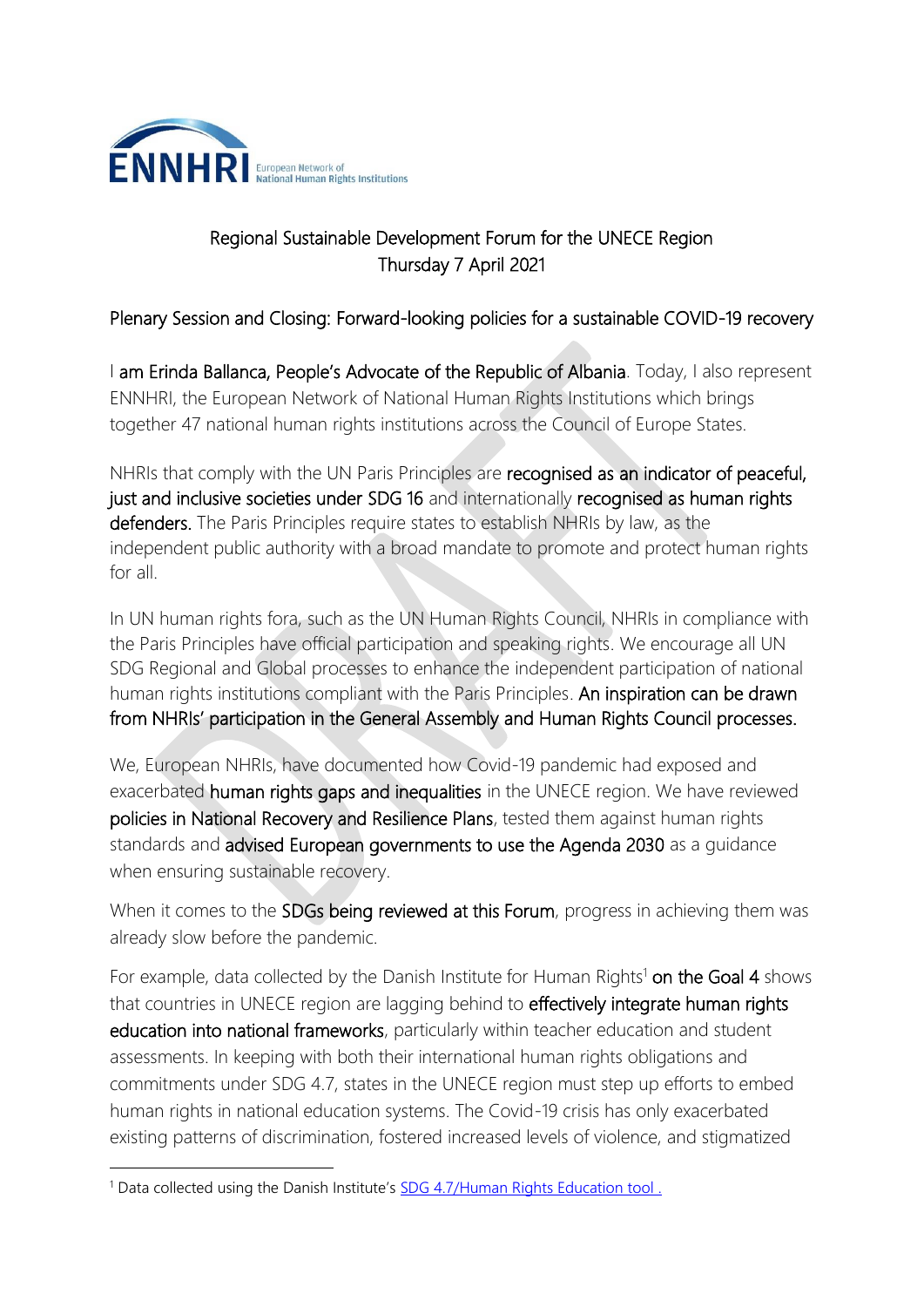Regional Sustainable Development Forum for the UNECE Region
Thursday 7 April 2021

Plenary Session and Closing: Forward-looking policies for a sustainable COVID-19 recovery

I am Erinda Ballanca, People's Advocate of the Republic of Albania. Today, I also represent ENNHRI, the European Network of National Human Rights Institutions which brings together 47 national human rights institutions across the Council of Europe States.

NHRIs that comply with the UN Paris Principles are recognised as an indicator of peaceful, just and inclusive societies under SDG 16 and internationally recognised as human rights defenders. The Paris Principles require states to establish NHRIs by law, as the independent public authority with a broad mandate to promote and protect human rights for all.

In UN human rights fora, such as the UN Human Rights Council, NHRIs in compliance with the Paris Principles have official participation and speaking rights. We encourage all UN SDG Regional and Global processes to enhance the independent participation of national human rights institutions compliant with the Paris Principles. An inspiration can be drawn from NHRIs' participation in the General Assembly and Human Rights Council processes.

We, European NHRIs, have documented how Covid-19 pandemic had exposed and exacerbated human rights gaps and inequalities in the UNECE region. We have reviewed policies in National Recovery and Resilience Plans, tested them against human rights standards and advised European governments to use the Agenda 2030 as a guidance when ensuring sustainable recovery.

When it comes to the SDGs being reviewed at this Forum, progress in achieving them was already slow before the pandemic.

For example, data collected by the Danish Institute for Human Rights[1] on the Goal 4 shows that countries in UNECE region are lagging behind to effectively integrate human rights education into national frameworks, particularly within teacher education and student assessments. In keeping with both their international human rights obligations and commitments under SDG 4.7, states in the UNECE region must step up efforts to embed human rights in national education systems. The Covid-19 crisis has only exacerbated existing patterns of discrimination, fostered increased levels of violence, and stigmatized

[1] Data collected using the Danish Institute's SDG 4.7/Human Rights Education tool .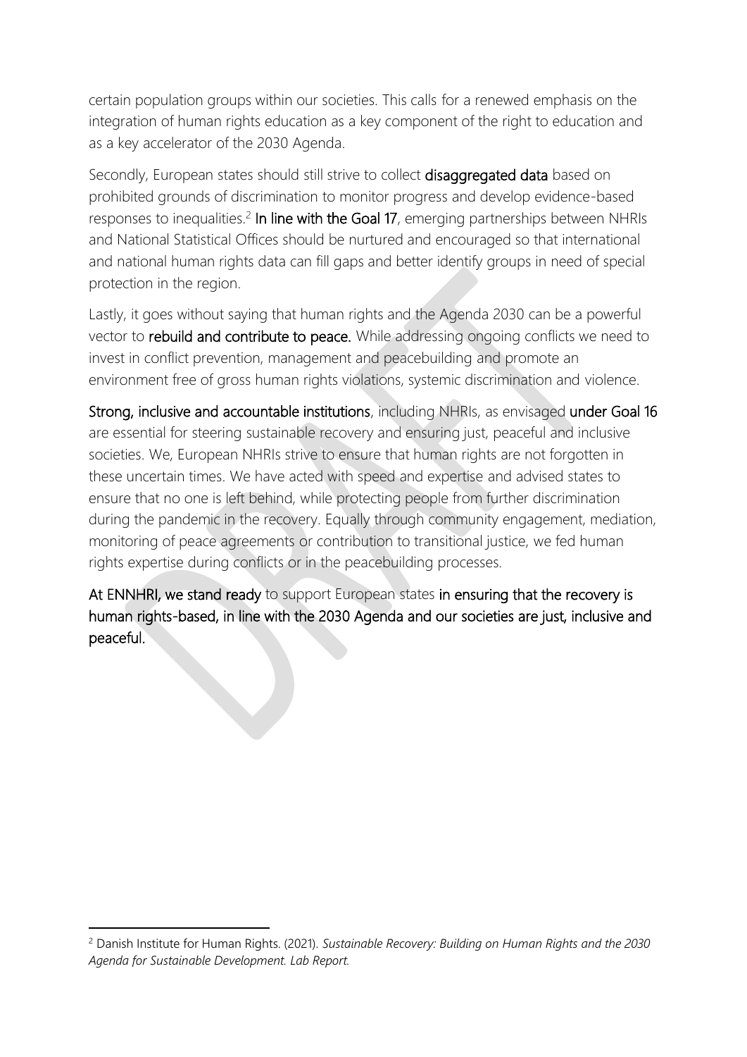certain population groups within our societies. This calls for a renewed emphasis on the integration of human rights education as a key component of the right to education and as a key accelerator of the 2030 Agenda.

Secondly, European states should still strive to collect **disaggregated data** based on prohibited grounds of discrimination to monitor progress and develop evidence-based responses to inequalities.[2] **In line with the Goal 17**, emerging partnerships between NHRIs and National Statistical Offices should be nurtured and encouraged so that international and national human rights data can fill gaps and better identify groups in need of special protection in the region.

Lastly, it goes without saying that human rights and the Agenda 2030 can be a powerful vector to **rebuild and contribute to peace.** While addressing ongoing conflicts we need to invest in conflict prevention, management and peacebuilding and promote an environment free of gross human rights violations, systemic discrimination and violence.

**Strong, inclusive and accountable institutions**, including NHRIs, as envisaged **under Goal 16** are essential for steering sustainable recovery and ensuring just, peaceful and inclusive societies. We, European NHRIs strive to ensure that human rights are not forgotten in these uncertain times. We have acted with speed and expertise and advised states to ensure that no one is left behind, while protecting people from further discrimination during the pandemic in the recovery. Equally through community engagement, mediation, monitoring of peace agreements or contribution to transitional justice, we fed human rights expertise during conflicts or in the peacebuilding processes.

**At ENNHRI, we stand ready** to support European states **in ensuring that the recovery is human rights-based, in line with the 2030 Agenda and our societies are just, inclusive and peaceful.**

---

[2] Danish Institute for Human Rights. (2021). *Sustainable Recovery: Building on Human Rights and the 2030 Agenda for Sustainable Development. Lab Report.*